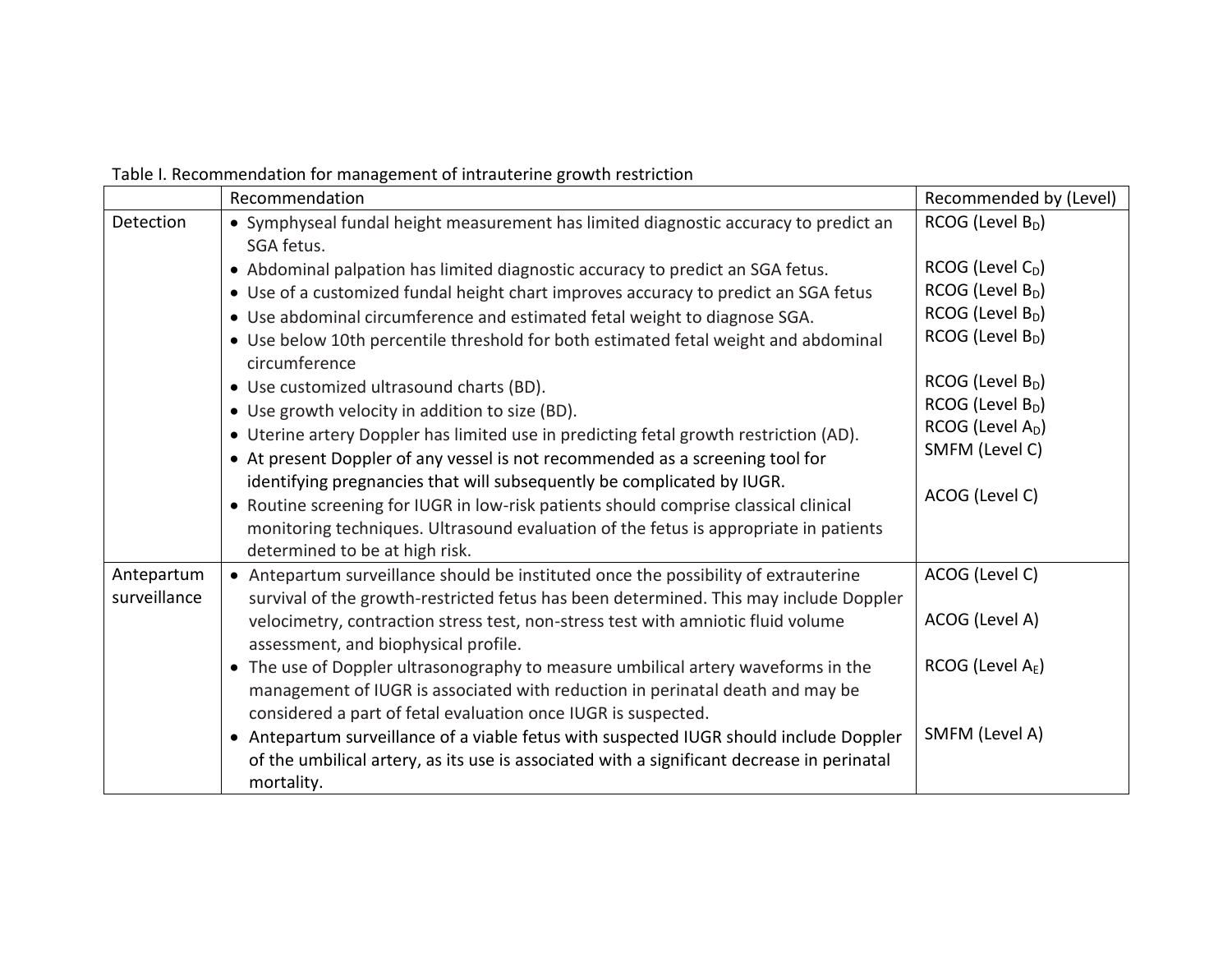Table I. Recommendation for management of intrauterine growth restriction

| | Recommendation | Recommended by (Level) |
|---|---|---|
| Detection | • Symphyseal fundal height measurement has limited diagnostic accuracy to predict an SGA fetus. | RCOG (Level $B_D$) |
| | • Abdominal palpation has limited diagnostic accuracy to predict an SGA fetus. | RCOG (Level $C_D$) |
| | • Use of a customized fundal height chart improves accuracy to predict an SGA fetus | RCOG (Level $B_D$) |
| | • Use abdominal circumference and estimated fetal weight to diagnose SGA. | RCOG (Level $B_D$) |
| | • Use below 10th percentile threshold for both estimated fetal weight and abdominal circumference | RCOG (Level $B_D$) |
| | • Use customized ultrasound charts (BD). | RCOG (Level $B_D$) |
| | • Use growth velocity in addition to size (BD). | RCOG (Level $B_D$) |
| | • Uterine artery Doppler has limited use in predicting fetal growth restriction (AD). | RCOG (Level $A_D$) |
| | • At present Doppler of any vessel is not recommended as a screening tool for identifying pregnancies that will subsequently be complicated by IUGR. | SMFM (Level C) |
| | • Routine screening for IUGR in low-risk patients should comprise classical clinical monitoring techniques. Ultrasound evaluation of the fetus is appropriate in patients determined to be at high risk. | ACOG (Level C) |
| Antepartum surveillance | • Antepartum surveillance should be instituted once the possibility of extrauterine survival of the growth-restricted fetus has been determined. This may include Doppler velocimetry, contraction stress test, non-stress test with amniotic fluid volume assessment, and biophysical profile. | ACOG (Level C) |
| | | ACOG (Level A) |
| | • The use of Doppler ultrasonography to measure umbilical artery waveforms in the management of IUGR is associated with reduction in perinatal death and may be considered a part of fetal evaluation once IUGR is suspected. | RCOG (Level $A_E$) |
| | • Antepartum surveillance of a viable fetus with suspected IUGR should include Doppler of the umbilical artery, as its use is associated with a significant decrease in perinatal mortality. | SMFM (Level A) |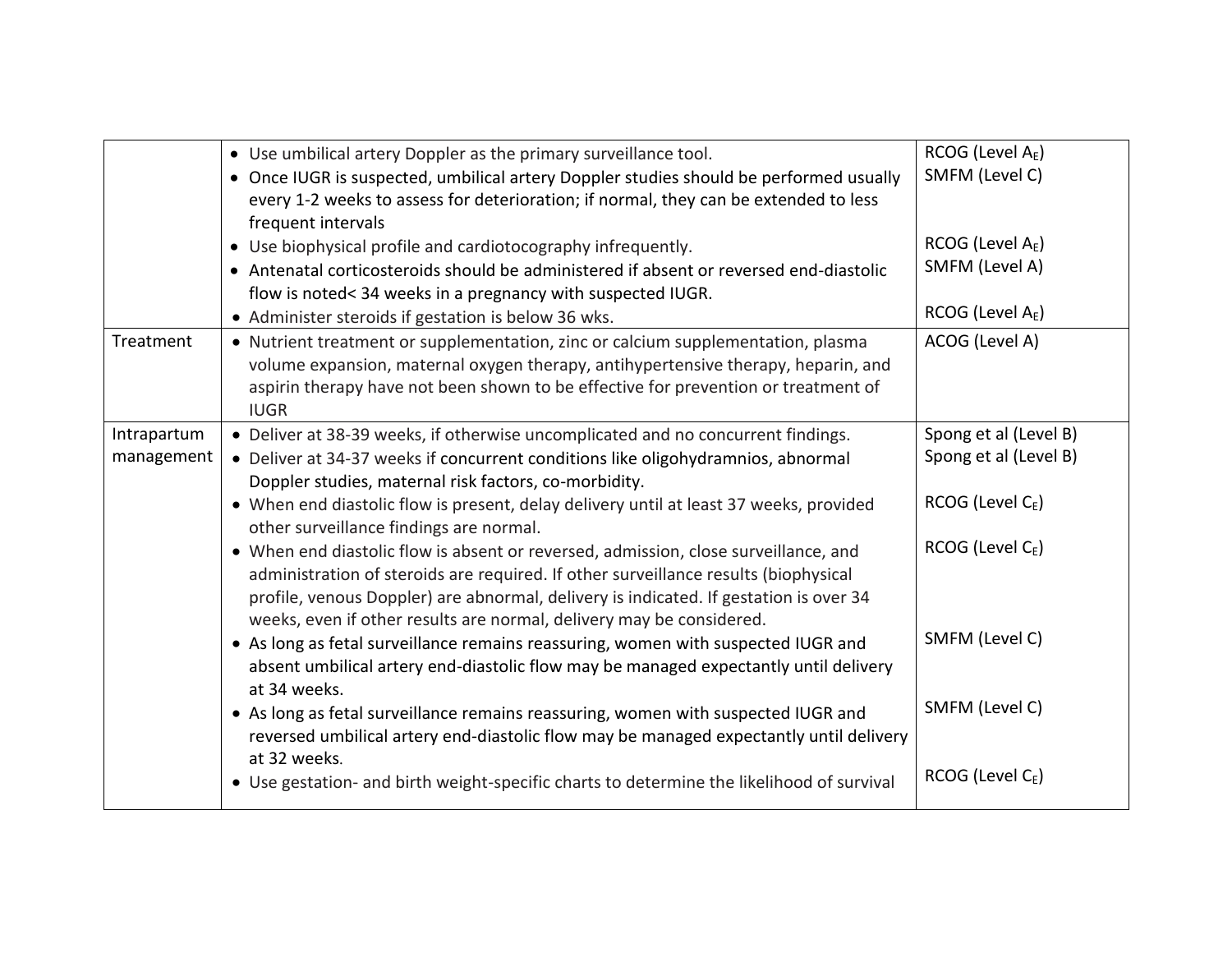| | | |
|---|---|---|
| | • Use umbilical artery Doppler as the primary surveillance tool.<br>• Once IUGR is suspected, umbilical artery Doppler studies should be performed usually every 1-2 weeks to assess for deterioration; if normal, they can be extended to less frequent intervals<br>• Use biophysical profile and cardiotocography infrequently.<br>• Antenatal corticosteroids should be administered if absent or reversed end-diastolic flow is noted< 34 weeks in a pregnancy with suspected IUGR.<br>• Administer steroids if gestation is below 36 wks. | RCOG (Level $A_E$)<br>SMFM (Level C)<br><br>RCOG (Level $A_E$)<br>SMFM (Level A)<br><br>RCOG (Level $A_E$) |
| Treatment | • Nutrient treatment or supplementation, zinc or calcium supplementation, plasma volume expansion, maternal oxygen therapy, antihypertensive therapy, heparin, and aspirin therapy have not been shown to be effective for prevention or treatment of IUGR | ACOG (Level A) |
| Intrapartum management | • Deliver at 38-39 weeks, if otherwise uncomplicated and no concurrent findings.<br>• Deliver at 34-37 weeks if concurrent conditions like oligohydramnios, abnormal Doppler studies, maternal risk factors, co-morbidity.<br>• When end diastolic flow is present, delay delivery until at least 37 weeks, provided other surveillance findings are normal.<br>• When end diastolic flow is absent or reversed, admission, close surveillance, and administration of steroids are required. If other surveillance results (biophysical profile, venous Doppler) are abnormal, delivery is indicated. If gestation is over 34 weeks, even if other results are normal, delivery may be considered.<br>• As long as fetal surveillance remains reassuring, women with suspected IUGR and absent umbilical artery end-diastolic flow may be managed expectantly until delivery at 34 weeks.<br>• As long as fetal surveillance remains reassuring, women with suspected IUGR and reversed umbilical artery end-diastolic flow may be managed expectantly until delivery at 32 weeks.<br>• Use gestation- and birth weight-specific charts to determine the likelihood of survival | Spong et al (Level B)<br>Spong et al (Level B)<br><br>RCOG (Level $C_E$)<br><br>RCOG (Level $C_E$)<br><br><br><br>SMFM (Level C)<br><br><br>SMFM (Level C)<br><br><br>RCOG (Level $C_E$) |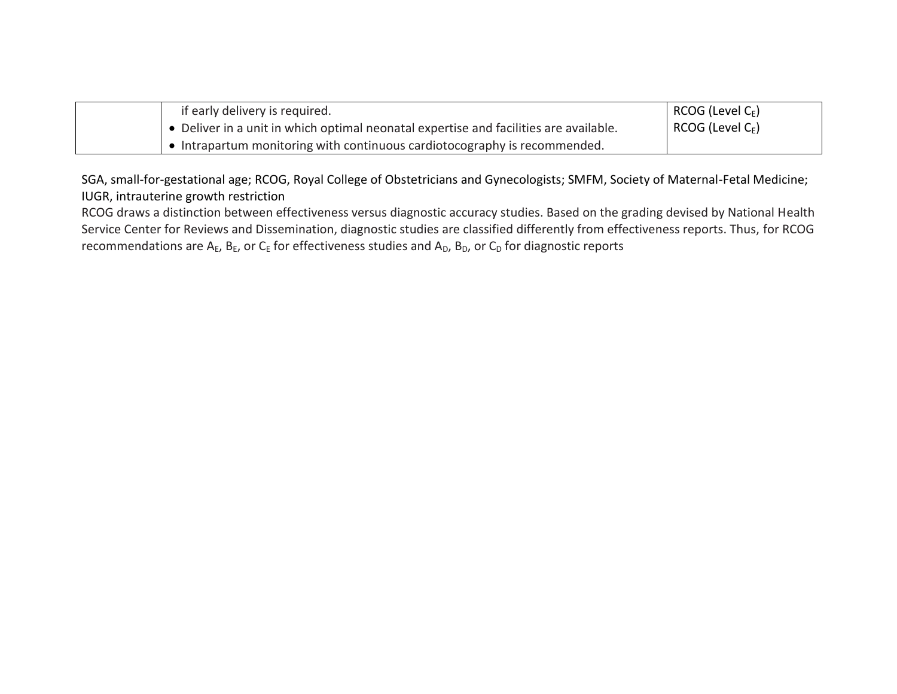| | | |
|---|---|---|
| | if early delivery is required.<br>• Deliver in a unit in which optimal neonatal expertise and facilities are available.<br>• Intrapartum monitoring with continuous cardiotocography is recommended. | RCOG (Level $C_E$)<br>RCOG (Level $C_E$) |

SGA, small-for-gestational age; RCOG, Royal College of Obstetricians and Gynecologists; SMFM, Society of Maternal-Fetal Medicine; IUGR, intrauterine growth restriction

RCOG draws a distinction between effectiveness versus diagnostic accuracy studies. Based on the grading devised by National Health Service Center for Reviews and Dissemination, diagnostic studies are classified differently from effectiveness reports. Thus, for RCOG recommendations are $A_E$, $B_E$, or $C_E$ for effectiveness studies and $A_D$, $B_D$, or $C_D$ for diagnostic reports